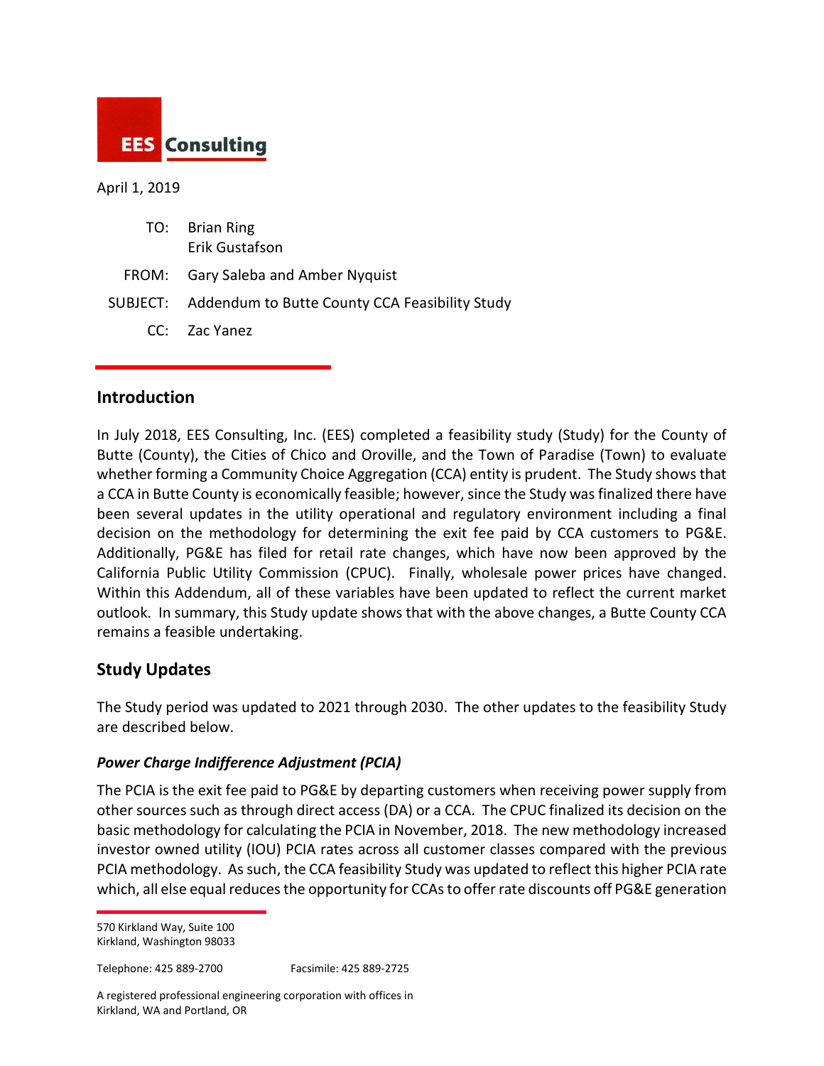**EES Consulting**

April 1, 2019

TO: Brian Ring
Erik Gustafson

FROM: Gary Saleba and Amber Nyquist

SUBJECT: Addendum to Butte County CCA Feasibility Study

CC: Zac Yanez

## Introduction

In July 2018, EES Consulting, Inc. (EES) completed a feasibility study (Study) for the County of Butte (County), the Cities of Chico and Oroville, and the Town of Paradise (Town) to evaluate whether forming a Community Choice Aggregation (CCA) entity is prudent. The Study shows that a CCA in Butte County is economically feasible; however, since the Study was finalized there have been several updates in the utility operational and regulatory environment including a final decision on the methodology for determining the exit fee paid by CCA customers to PG&E. Additionally, PG&E has filed for retail rate changes, which have now been approved by the California Public Utility Commission (CPUC). Finally, wholesale power prices have changed. Within this Addendum, all of these variables have been updated to reflect the current market outlook. In summary, this Study update shows that with the above changes, a Butte County CCA remains a feasible undertaking.

## Study Updates

The Study period was updated to 2021 through 2030. The other updates to the feasibility Study are described below.

### *Power Charge Indifference Adjustment (PCIA)*

The PCIA is the exit fee paid to PG&E by departing customers when receiving power supply from other sources such as through direct access (DA) or a CCA. The CPUC finalized its decision on the basic methodology for calculating the PCIA in November, 2018. The new methodology increased investor owned utility (IOU) PCIA rates across all customer classes compared with the previous PCIA methodology. As such, the CCA feasibility Study was updated to reflect this higher PCIA rate which, all else equal reduces the opportunity for CCAs to offer rate discounts off PG&E generation

570 Kirkland Way, Suite 100
Kirkland, Washington 98033

Telephone: 425 889-2700 Facsimile: 425 889-2725

A registered professional engineering corporation with offices in Kirkland, WA and Portland, OR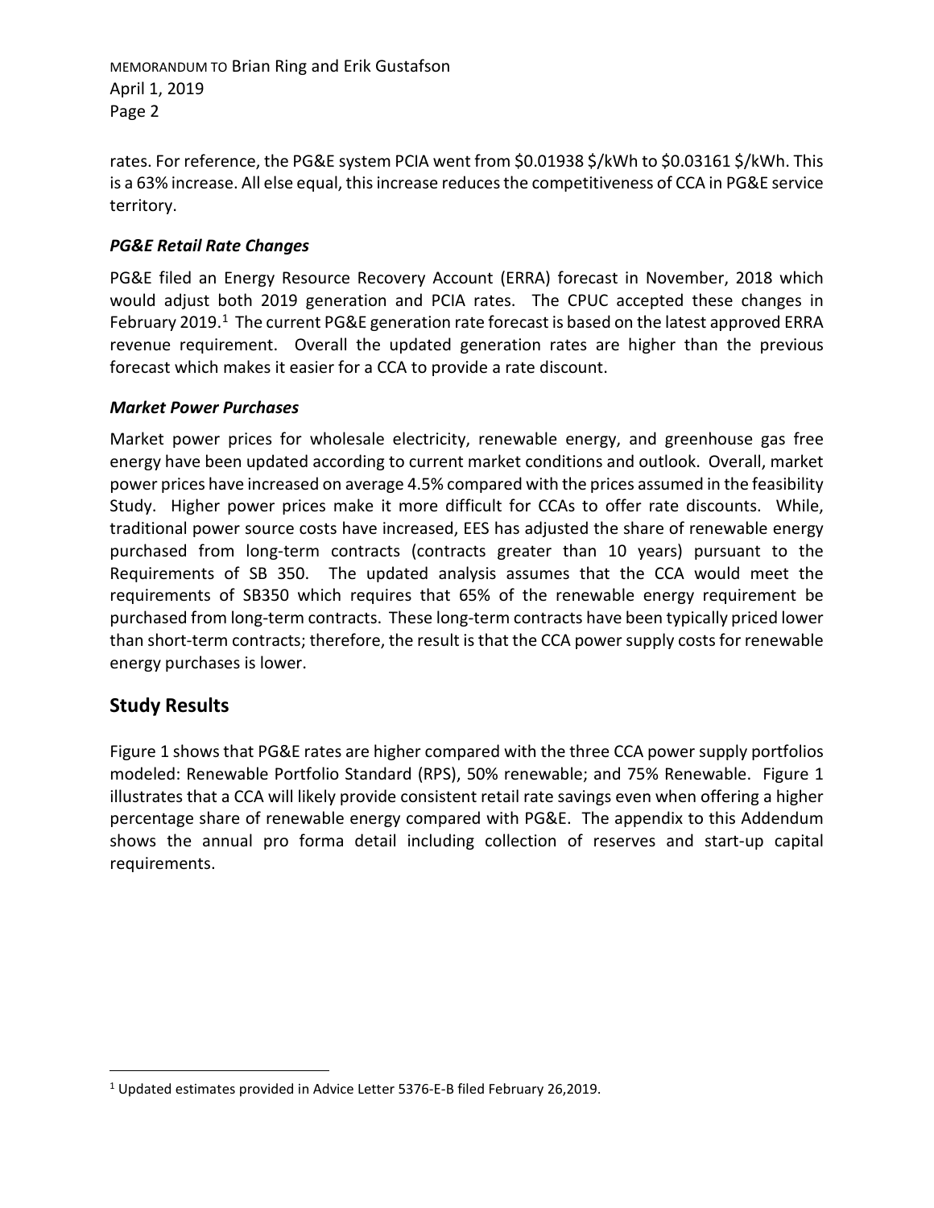rates. For reference, the PG&E system PCIA went from $0.01938 $/kWh to $0.03161 $/kWh. This is a 63% increase. All else equal, this increase reduces the competitiveness of CCA in PG&E service territory.

### *PG&E Retail Rate Changes*

PG&E filed an Energy Resource Recovery Account (ERRA) forecast in November, 2018 which would adjust both 2019 generation and PCIA rates. The CPUC accepted these changes in February 2019.[1] The current PG&E generation rate forecast is based on the latest approved ERRA revenue requirement. Overall the updated generation rates are higher than the previous forecast which makes it easier for a CCA to provide a rate discount.

### *Market Power Purchases*

Market power prices for wholesale electricity, renewable energy, and greenhouse gas free energy have been updated according to current market conditions and outlook. Overall, market power prices have increased on average 4.5% compared with the prices assumed in the feasibility Study. Higher power prices make it more difficult for CCAs to offer rate discounts. While, traditional power source costs have increased, EES has adjusted the share of renewable energy purchased from long-term contracts (contracts greater than 10 years) pursuant to the Requirements of SB 350. The updated analysis assumes that the CCA would meet the requirements of SB350 which requires that 65% of the renewable energy requirement be purchased from long-term contracts. These long-term contracts have been typically priced lower than short-term contracts; therefore, the result is that the CCA power supply costs for renewable energy purchases is lower.

## Study Results

Figure 1 shows that PG&E rates are higher compared with the three CCA power supply portfolios modeled: Renewable Portfolio Standard (RPS), 50% renewable; and 75% Renewable. Figure 1 illustrates that a CCA will likely provide consistent retail rate savings even when offering a higher percentage share of renewable energy compared with PG&E. The appendix to this Addendum shows the annual pro forma detail including collection of reserves and start-up capital requirements.

---

[1] Updated estimates provided in Advice Letter 5376-E-B filed February 26,2019.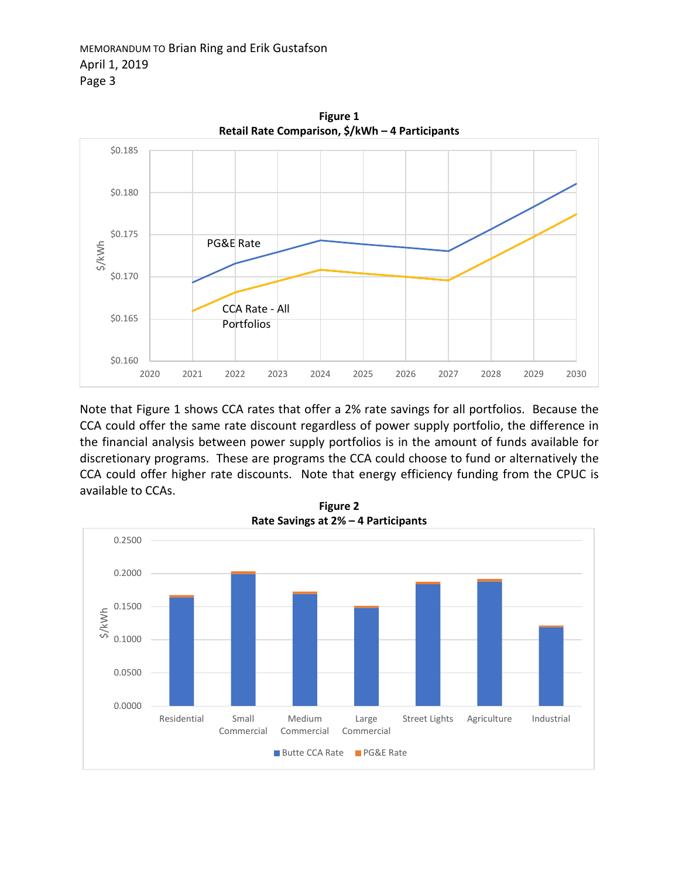**Figure 1**
**Retail Rate Comparison, $/kWh – 4 Participants**

Note that Figure 1 shows CCA rates that offer a 2% rate savings for all portfolios. Because the CCA could offer the same rate discount regardless of power supply portfolio, the difference in the financial analysis between power supply portfolios is in the amount of funds available for discretionary programs. These are programs the CCA could choose to fund or alternatively the CCA could offer higher rate discounts. Note that energy efficiency funding from the CPUC is available to CCAs.

**Figure 2**
**Rate Savings at 2% – 4 Participants**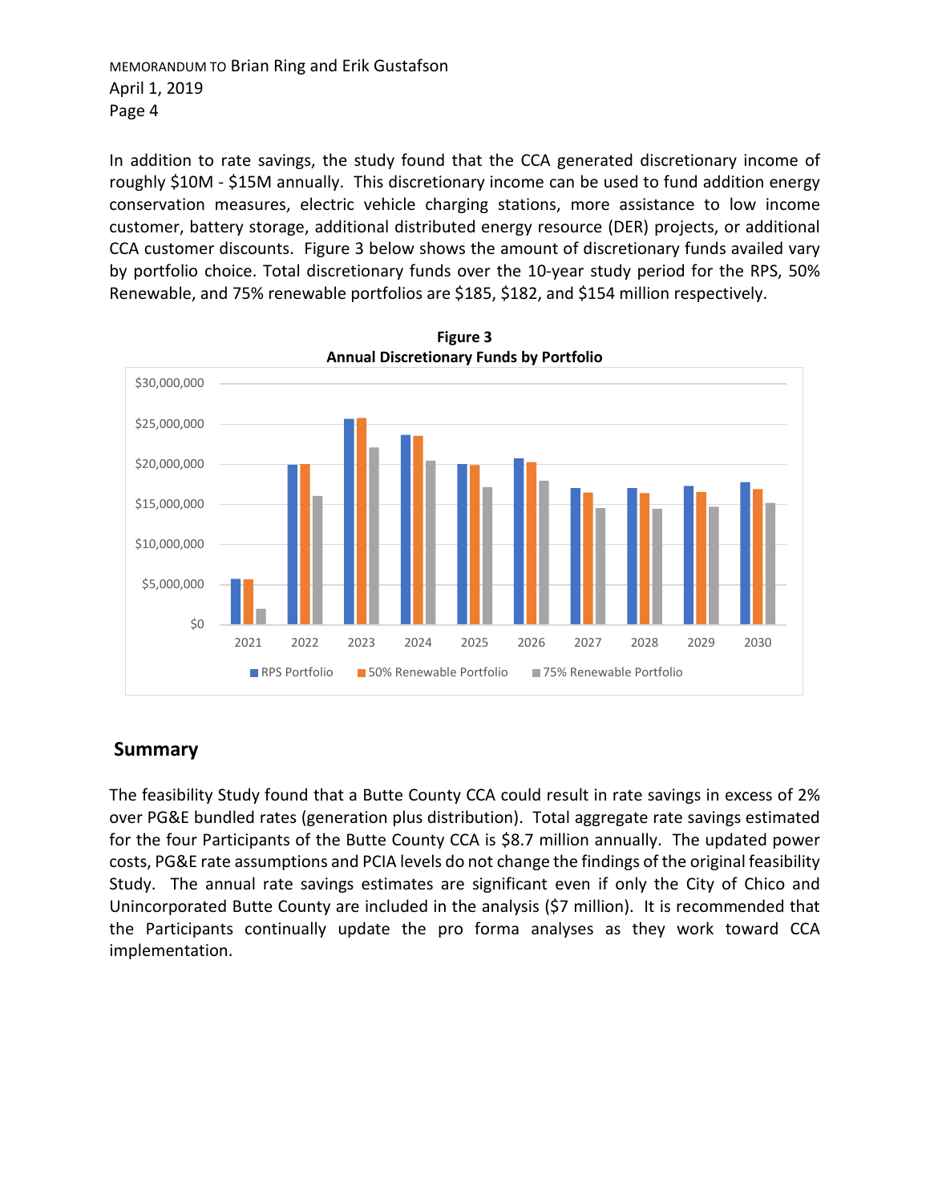In addition to rate savings, the study found that the CCA generated discretionary income of roughly $10M - $15M annually. This discretionary income can be used to fund addition energy conservation measures, electric vehicle charging stations, more assistance to low income customer, battery storage, additional distributed energy resource (DER) projects, or additional CCA customer discounts. Figure 3 below shows the amount of discretionary funds availed vary by portfolio choice. Total discretionary funds over the 10-year study period for the RPS, 50% Renewable, and 75% renewable portfolios are $185, $182, and $154 million respectively.

**Figure 3**
**Annual Discretionary Funds by Portfolio**

## Summary

The feasibility Study found that a Butte County CCA could result in rate savings in excess of 2% over PG&E bundled rates (generation plus distribution). Total aggregate rate savings estimated for the four Participants of the Butte County CCA is $8.7 million annually. The updated power costs, PG&E rate assumptions and PCIA levels do not change the findings of the original feasibility Study. The annual rate savings estimates are significant even if only the City of Chico and Unincorporated Butte County are included in the analysis ($7 million). It is recommended that the Participants continually update the pro forma analyses as they work toward CCA implementation.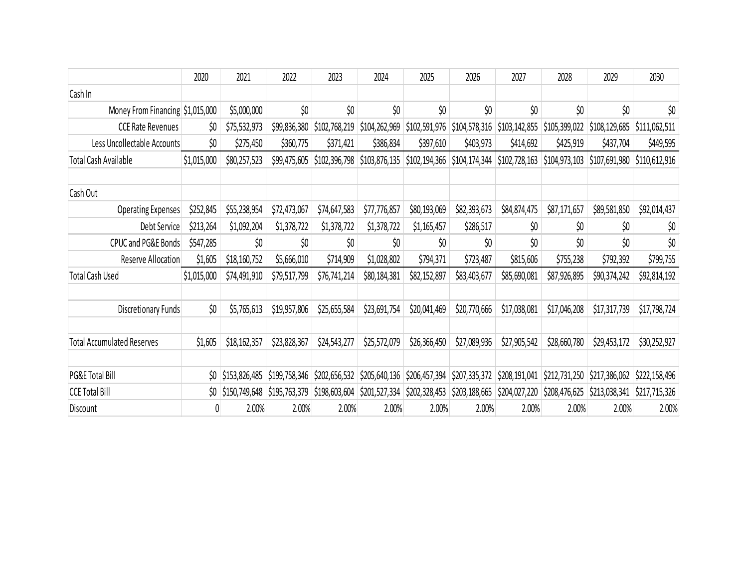| | 2020 | 2021 | 2022 | 2023 | 2024 | 2025 | 2026 | 2027 | 2028 | 2029 | 2030 |
|---|---|---|---|---|---|---|---|---|---|---|---|
| Cash In | | | | | | | | | | | |
| Money From Financing | $1,015,000 | $5,000,000 | $0 | $0 | $0 | $0 | $0 | $0 | $0 | $0 | $0 |
| CCE Rate Revenues | $0 | $75,532,973 | $99,836,380 | $102,768,219 | $104,262,969 | $102,591,976 | $104,578,316 | $103,142,855 | $105,399,022 | $108,129,685 | $111,062,511 |
| Less Uncollectable Accounts | $0 | $275,450 | $360,775 | $371,421 | $386,834 | $397,610 | $403,973 | $414,692 | $425,919 | $437,704 | $449,595 |
| Total Cash Available | $1,015,000 | $80,257,523 | $99,475,605 | $102,396,798 | $103,876,135 | $102,194,366 | $104,174,344 | $102,728,163 | $104,973,103 | $107,691,980 | $110,612,916 |
| | | | | | | | | | | | |
| Cash Out | | | | | | | | | | | |
| Operating Expenses | $252,845 | $55,238,954 | $72,473,067 | $74,647,583 | $77,776,857 | $80,193,069 | $82,393,673 | $84,874,475 | $87,171,657 | $89,581,850 | $92,014,437 |
| Debt Service | $213,264 | $1,092,204 | $1,378,722 | $1,378,722 | $1,378,722 | $1,165,457 | $286,517 | $0 | $0 | $0 | $0 |
| CPUC and PG&E Bonds | $547,285 | $0 | $0 | $0 | $0 | $0 | $0 | $0 | $0 | $0 | $0 |
| Reserve Allocation | $1,605 | $18,160,752 | $5,666,010 | $714,909 | $1,028,802 | $794,371 | $723,487 | $815,606 | $755,238 | $792,392 | $799,755 |
| Total Cash Used | $1,015,000 | $74,491,910 | $79,517,799 | $76,741,214 | $80,184,381 | $82,152,897 | $83,403,677 | $85,690,081 | $87,926,895 | $90,374,242 | $92,814,192 |
| | | | | | | | | | | | |
| Discretionary Funds | $0 | $5,765,613 | $19,957,806 | $25,655,584 | $23,691,754 | $20,041,469 | $20,770,666 | $17,038,081 | $17,046,208 | $17,317,739 | $17,798,724 |
| | | | | | | | | | | | |
| Total Accumulated Reserves | $1,605 | $18,162,357 | $23,828,367 | $24,543,277 | $25,572,079 | $26,366,450 | $27,089,936 | $27,905,542 | $28,660,780 | $29,453,172 | $30,252,927 |
| | | | | | | | | | | | |
| PG&E Total Bill | $0 | $153,826,485 | $199,758,346 | $202,656,532 | $205,640,136 | $206,457,394 | $207,335,372 | $208,191,041 | $212,731,250 | $217,386,062 | $222,158,496 |
| CCE Total Bill | $0 | $150,749,648 | $195,763,379 | $198,603,604 | $201,527,334 | $202,328,453 | $203,188,665 | $204,027,220 | $208,476,625 | $213,038,341 | $217,715,326 |
| Discount | 0 | 2.00% | 2.00% | 2.00% | 2.00% | 2.00% | 2.00% | 2.00% | 2.00% | 2.00% | 2.00% |